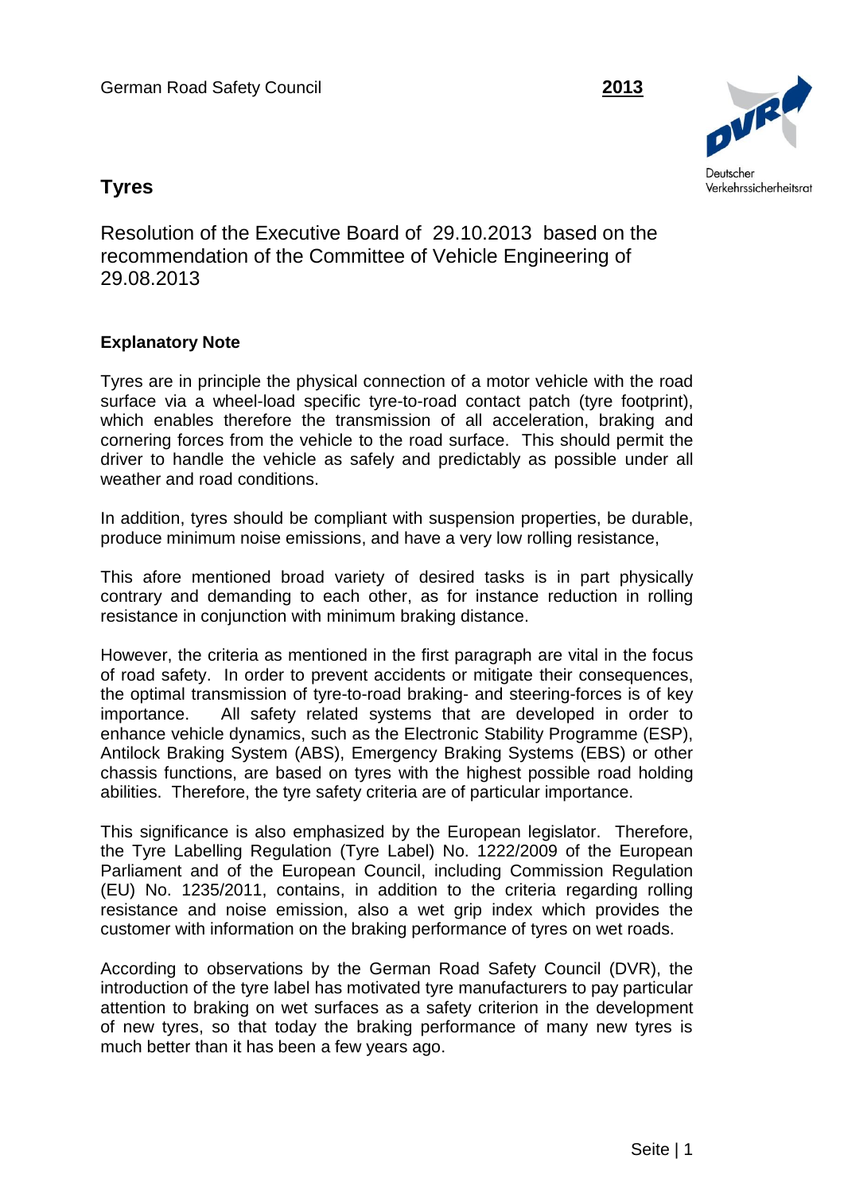German Road Safety Council **2013**

Deutscher Verkehrssicherheitsrat

# Tyres

## Resolution of the Executive Board of 29.10.2013 based on the recommendation of the Committee of Vehicle Engineering of 29.08.2013

### Explanatory Note

Tyres are in principle the physical connection of a motor vehicle with the road surface via a wheel-load specific tyre-to-road contact patch (tyre footprint), which enables therefore the transmission of all acceleration, braking and cornering forces from the vehicle to the road surface. This should permit the driver to handle the vehicle as safely and predictably as possible under all weather and road conditions.

In addition, tyres should be compliant with suspension properties, be durable, produce minimum noise emissions, and have a very low rolling resistance,

This afore mentioned broad variety of desired tasks is in part physically contrary and demanding to each other, as for instance reduction in rolling resistance in conjunction with minimum braking distance.

However, the criteria as mentioned in the first paragraph are vital in the focus of road safety. In order to prevent accidents or mitigate their consequences, the optimal transmission of tyre-to-road braking- and steering-forces is of key importance. All safety related systems that are developed in order to enhance vehicle dynamics, such as the Electronic Stability Programme (ESP), Antilock Braking System (ABS), Emergency Braking Systems (EBS) or other chassis functions, are based on tyres with the highest possible road holding abilities. Therefore, the tyre safety criteria are of particular importance.

This significance is also emphasized by the European legislator. Therefore, the Tyre Labelling Regulation (Tyre Label) No. 1222/2009 of the European Parliament and of the European Council, including Commission Regulation (EU) No. 1235/2011, contains, in addition to the criteria regarding rolling resistance and noise emission, also a wet grip index which provides the customer with information on the braking performance of tyres on wet roads.

According to observations by the German Road Safety Council (DVR), the introduction of the tyre label has motivated tyre manufacturers to pay particular attention to braking on wet surfaces as a safety criterion in the development of new tyres, so that today the braking performance of many new tyres is much better than it has been a few years ago.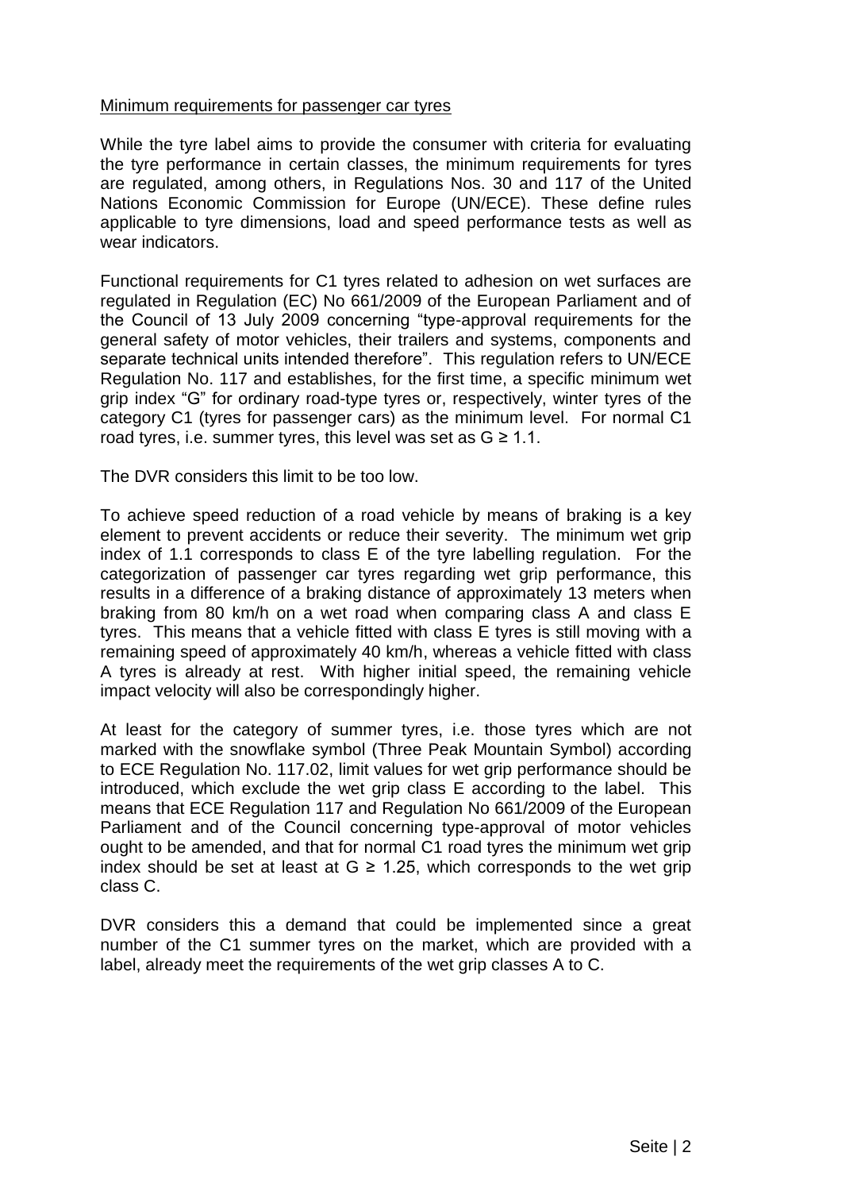## Minimum requirements for passenger car tyres

While the tyre label aims to provide the consumer with criteria for evaluating the tyre performance in certain classes, the minimum requirements for tyres are regulated, among others, in Regulations Nos. 30 and 117 of the United Nations Economic Commission for Europe (UN/ECE). These define rules applicable to tyre dimensions, load and speed performance tests as well as wear indicators.

Functional requirements for C1 tyres related to adhesion on wet surfaces are regulated in Regulation (EC) No 661/2009 of the European Parliament and of the Council of 13 July 2009 concerning "type-approval requirements for the general safety of motor vehicles, their trailers and systems, components and separate technical units intended therefore". This regulation refers to UN/ECE Regulation No. 117 and establishes, for the first time, a specific minimum wet grip index "G" for ordinary road-type tyres or, respectively, winter tyres of the category C1 (tyres for passenger cars) as the minimum level. For normal C1 road tyres, i.e. summer tyres, this level was set as $G \geq 1.1$.

The DVR considers this limit to be too low.

To achieve speed reduction of a road vehicle by means of braking is a key element to prevent accidents or reduce their severity. The minimum wet grip index of 1.1 corresponds to class E of the tyre labelling regulation. For the categorization of passenger car tyres regarding wet grip performance, this results in a difference of a braking distance of approximately 13 meters when braking from 80 km/h on a wet road when comparing class A and class E tyres. This means that a vehicle fitted with class E tyres is still moving with a remaining speed of approximately 40 km/h, whereas a vehicle fitted with class A tyres is already at rest. With higher initial speed, the remaining vehicle impact velocity will also be correspondingly higher.

At least for the category of summer tyres, i.e. those tyres which are not marked with the snowflake symbol (Three Peak Mountain Symbol) according to ECE Regulation No. 117.02, limit values for wet grip performance should be introduced, which exclude the wet grip class E according to the label. This means that ECE Regulation 117 and Regulation No 661/2009 of the European Parliament and of the Council concerning type-approval of motor vehicles ought to be amended, and that for normal C1 road tyres the minimum wet grip index should be set at least at $G \geq 1.25$, which corresponds to the wet grip class C.

DVR considers this a demand that could be implemented since a great number of the C1 summer tyres on the market, which are provided with a label, already meet the requirements of the wet grip classes A to C.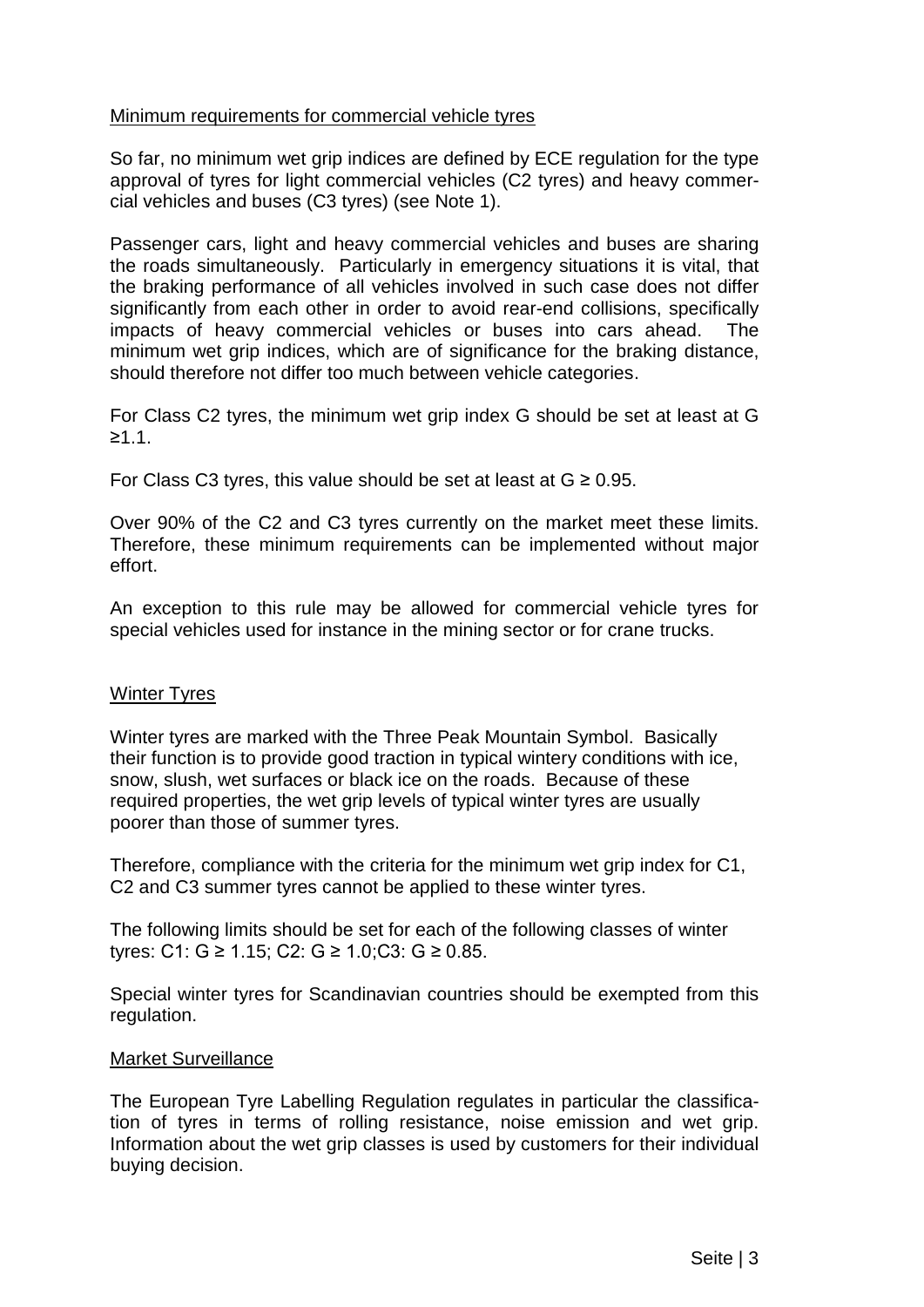Minimum requirements for commercial vehicle tyres

So far, no minimum wet grip indices are defined by ECE regulation for the type approval of tyres for light commercial vehicles (C2 tyres) and heavy commercial vehicles and buses (C3 tyres) (see Note 1).

Passenger cars, light and heavy commercial vehicles and buses are sharing the roads simultaneously. Particularly in emergency situations it is vital, that the braking performance of all vehicles involved in such case does not differ significantly from each other in order to avoid rear-end collisions, specifically impacts of heavy commercial vehicles or buses into cars ahead. The minimum wet grip indices, which are of significance for the braking distance, should therefore not differ too much between vehicle categories.

For Class C2 tyres, the minimum wet grip index G should be set at least at $G \geq 1.1$.

For Class C3 tyres, this value should be set at least at $G \geq 0.95$.

Over 90% of the C2 and C3 tyres currently on the market meet these limits. Therefore, these minimum requirements can be implemented without major effort.

An exception to this rule may be allowed for commercial vehicle tyres for special vehicles used for instance in the mining sector or for crane trucks.

Winter Tyres

Winter tyres are marked with the Three Peak Mountain Symbol. Basically their function is to provide good traction in typical wintery conditions with ice, snow, slush, wet surfaces or black ice on the roads. Because of these required properties, the wet grip levels of typical winter tyres are usually poorer than those of summer tyres.

Therefore, compliance with the criteria for the minimum wet grip index for C1, C2 and C3 summer tyres cannot be applied to these winter tyres.

The following limits should be set for each of the following classes of winter tyres: C1: $G \geq 1.15$; C2: $G \geq 1.0$;C3: $G \geq 0.85$.

Special winter tyres for Scandinavian countries should be exempted from this regulation.

Market Surveillance

The European Tyre Labelling Regulation regulates in particular the classification of tyres in terms of rolling resistance, noise emission and wet grip. Information about the wet grip classes is used by customers for their individual buying decision.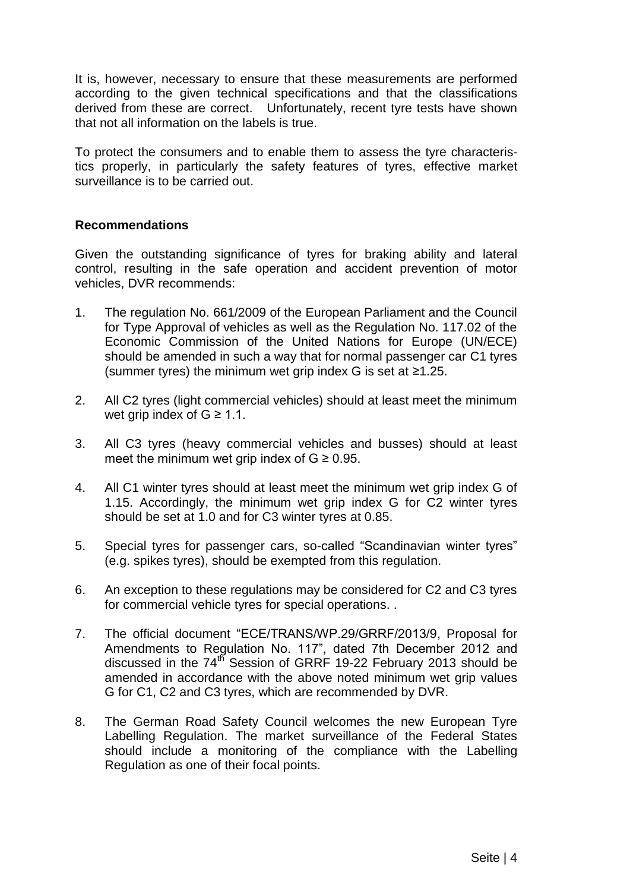It is, however, necessary to ensure that these measurements are performed according to the given technical specifications and that the classifications derived from these are correct. Unfortunately, recent tyre tests have shown that not all information on the labels is true.

To protect the consumers and to enable them to assess the tyre characteristics properly, in particularly the safety features of tyres, effective market surveillance is to be carried out.

**Recommendations**

Given the outstanding significance of tyres for braking ability and lateral control, resulting in the safe operation and accident prevention of motor vehicles, DVR recommends:

1. The regulation No. 661/2009 of the European Parliament and the Council for Type Approval of vehicles as well as the Regulation No. 117.02 of the Economic Commission of the United Nations for Europe (UN/ECE) should be amended in such a way that for normal passenger car C1 tyres (summer tyres) the minimum wet grip index G is set at $\geq 1.25$.

2. All C2 tyres (light commercial vehicles) should at least meet the minimum wet grip index of $G \geq 1.1$.

3. All C3 tyres (heavy commercial vehicles and busses) should at least meet the minimum wet grip index of $G \geq 0.95$.

4. All C1 winter tyres should at least meet the minimum wet grip index G of 1.15. Accordingly, the minimum wet grip index G for C2 winter tyres should be set at 1.0 and for C3 winter tyres at 0.85.

5. Special tyres for passenger cars, so-called "Scandinavian winter tyres" (e.g. spikes tyres), should be exempted from this regulation.

6. An exception to these regulations may be considered for C2 and C3 tyres for commercial vehicle tyres for special operations. .

7. The official document "ECE/TRANS/WP.29/GRRF/2013/9, Proposal for Amendments to Regulation No. 117", dated 7th December 2012 and discussed in the 74th Session of GRRF 19-22 February 2013 should be amended in accordance with the above noted minimum wet grip values G for C1, C2 and C3 tyres, which are recommended by DVR.

8. The German Road Safety Council welcomes the new European Tyre Labelling Regulation. The market surveillance of the Federal States should include a monitoring of the compliance with the Labelling Regulation as one of their focal points.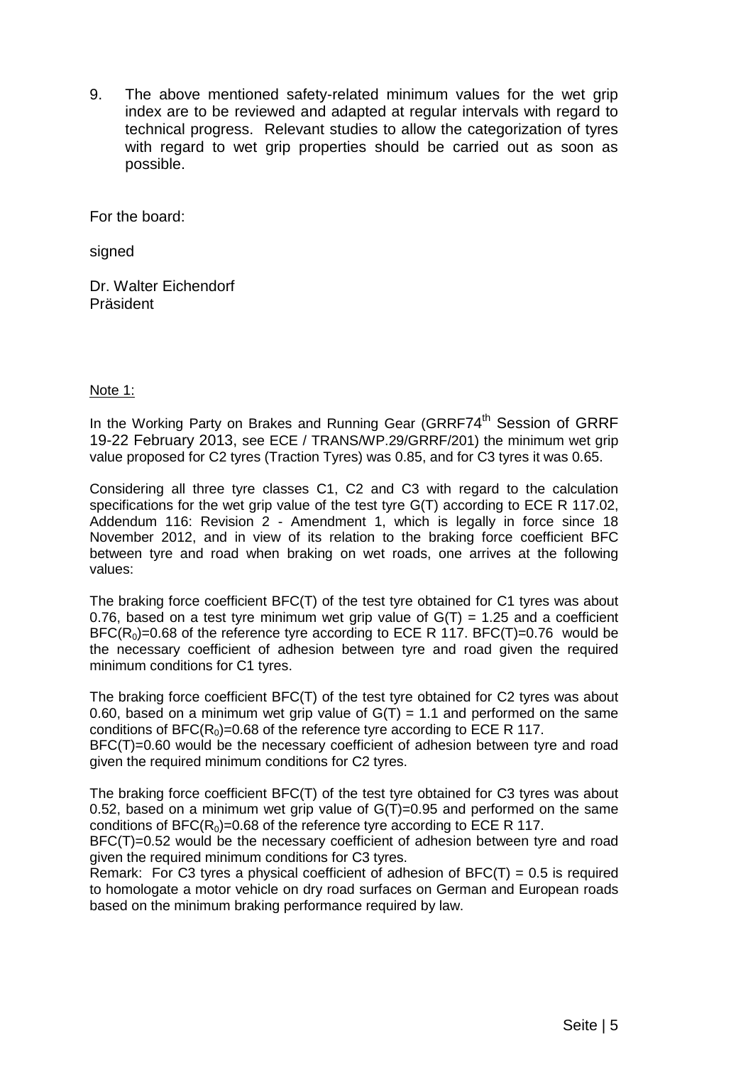9. The above mentioned safety-related minimum values for the wet grip index are to be reviewed and adapted at regular intervals with regard to technical progress. Relevant studies to allow the categorization of tyres with regard to wet grip properties should be carried out as soon as possible.

For the board:

signed

Dr. Walter Eichendorf
Präsident

Note 1:

In the Working Party on Brakes and Running Gear (GRRF74[th] Session of GRRF 19-22 February 2013, see ECE / TRANS/WP.29/GRRF/201) the minimum wet grip value proposed for C2 tyres (Traction Tyres) was 0.85, and for C3 tyres it was 0.65.

Considering all three tyre classes C1, C2 and C3 with regard to the calculation specifications for the wet grip value of the test tyre G(T) according to ECE R 117.02, Addendum 116: Revision 2 - Amendment 1, which is legally in force since 18 November 2012, and in view of its relation to the braking force coefficient BFC between tyre and road when braking on wet roads, one arrives at the following values:

The braking force coefficient BFC(T) of the test tyre obtained for C1 tyres was about 0.76, based on a test tyre minimum wet grip value of G(T) = 1.25 and a coefficient $BFC(R_0)$=0.68 of the reference tyre according to ECE R 117. BFC(T)=0.76 would be the necessary coefficient of adhesion between tyre and road given the required minimum conditions for C1 tyres.

The braking force coefficient BFC(T) of the test tyre obtained for C2 tyres was about 0.60, based on a minimum wet grip value of G(T) = 1.1 and performed on the same conditions of $BFC(R_0)$=0.68 of the reference tyre according to ECE R 117.
BFC(T)=0.60 would be the necessary coefficient of adhesion between tyre and road given the required minimum conditions for C2 tyres.

The braking force coefficient BFC(T) of the test tyre obtained for C3 tyres was about 0.52, based on a minimum wet grip value of G(T)=0.95 and performed on the same conditions of $BFC(R_0)$=0.68 of the reference tyre according to ECE R 117.
BFC(T)=0.52 would be the necessary coefficient of adhesion between tyre and road given the required minimum conditions for C3 tyres.
Remark: For C3 tyres a physical coefficient of adhesion of BFC(T) = 0.5 is required to homologate a motor vehicle on dry road surfaces on German and European roads based on the minimum braking performance required by law.